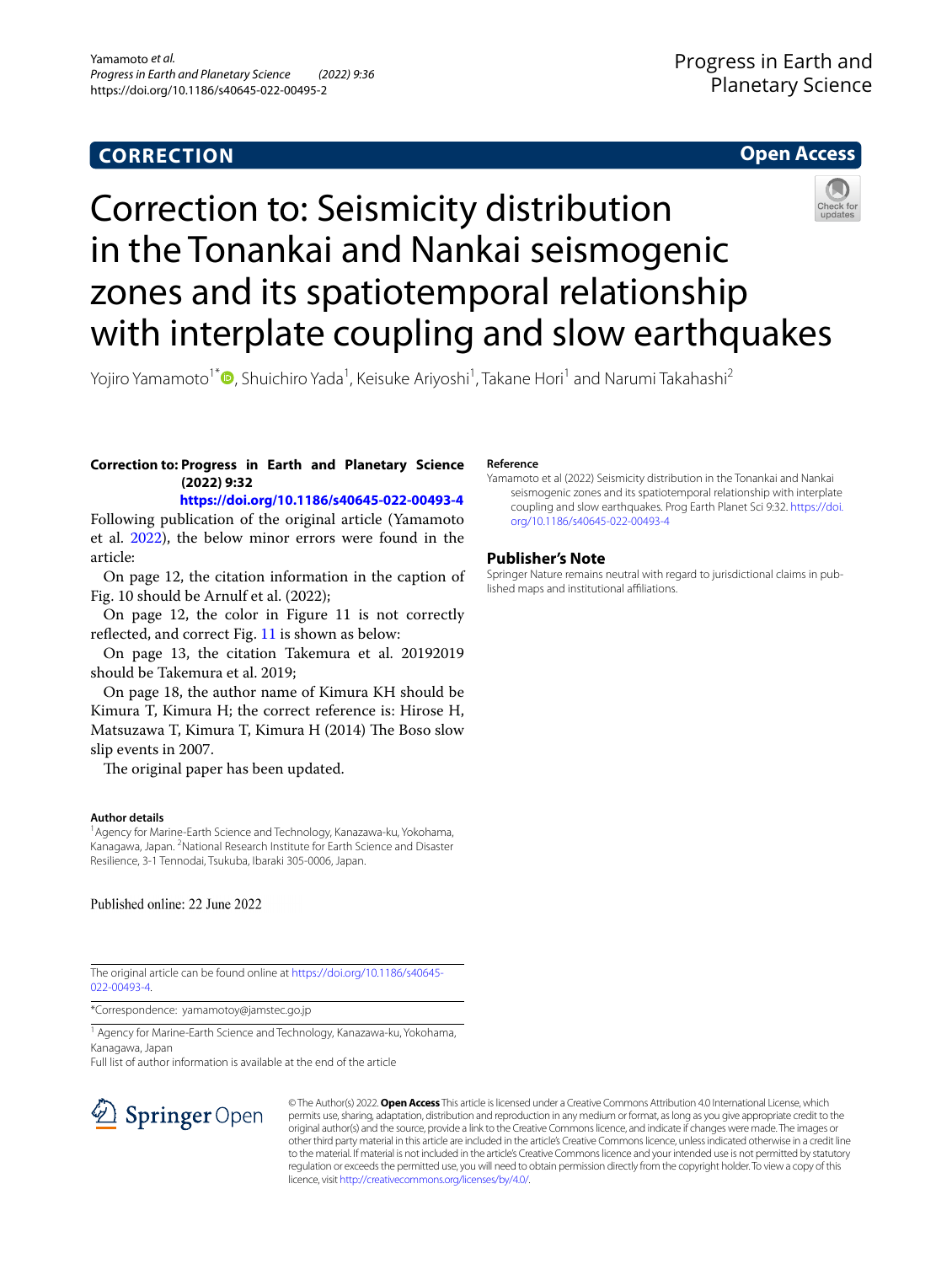**CORRECTION** **Open Access**

# Correction to: Seismicity distribution in the Tonankai and Nankai seismogenic zones and its spatiotemporal relationship with interplate coupling and slow earthquakes

Yojiro Yamamoto[1*], Shuichiro Yada[1], Keisuke Ariyoshi[1], Takane Hori[1] and Narumi Takahashi[2]

**Correction to: Progress in Earth and Planetary Science (2022) 9:32**
**https://doi.org/10.1186/s40645-022-00493-4**

Following publication of the original article (Yamamoto et al. 2022), the below minor errors were found in the article:

On page 12, the citation information in the caption of Fig. 10 should be Arnulf et al. (2022);

On page 12, the color in Figure 11 is not correctly reflected, and correct Fig. 11 is shown as below:

On page 13, the citation Takemura et al. 20192019 should be Takemura et al. 2019;

On page 18, the author name of Kimura KH should be Kimura T, Kimura H; the correct reference is: Hirose H, Matsuzawa T, Kimura T, Kimura H (2014) The Boso slow slip events in 2007.

The original paper has been updated.

#### Author details

[1] Agency for Marine-Earth Science and Technology, Kanazawa-ku, Yokohama, Kanagawa, Japan. [2] National Research Institute for Earth Science and Disaster Resilience, 3-1 Tennodai, Tsukuba, Ibaraki 305-0006, Japan.

Published online: 22 June 2022

#### Reference

Yamamoto et al (2022) Seismicity distribution in the Tonankai and Nankai seismogenic zones and its spatiotemporal relationship with interplate coupling and slow earthquakes. Prog Earth Planet Sci 9:32. https://doi.org/10.1186/s40645-022-00493-4

### Publisher's Note

Springer Nature remains neutral with regard to jurisdictional claims in published maps and institutional affiliations.

---

The original article can be found online at https://doi.org/10.1186/s40645-022-00493-4.

*Correspondence: yamamotoy@jamstec.go.jp

[1] Agency for Marine-Earth Science and Technology, Kanazawa-ku, Yokohama, Kanagawa, Japan

Full list of author information is available at the end of the article

© The Author(s) 2022. **Open Access** This article is licensed under a Creative Commons Attribution 4.0 International License, which permits use, sharing, adaptation, distribution and reproduction in any medium or format, as long as you give appropriate credit to the original author(s) and the source, provide a link to the Creative Commons licence, and indicate if changes were made. The images or other third party material in this article are included in the article's Creative Commons licence, unless indicated otherwise in a credit line to the material. If material is not included in the article's Creative Commons licence and your intended use is not permitted by statutory regulation or exceeds the permitted use, you will need to obtain permission directly from the copyright holder. To view a copy of this licence, visit http://creativecommons.org/licenses/by/4.0/.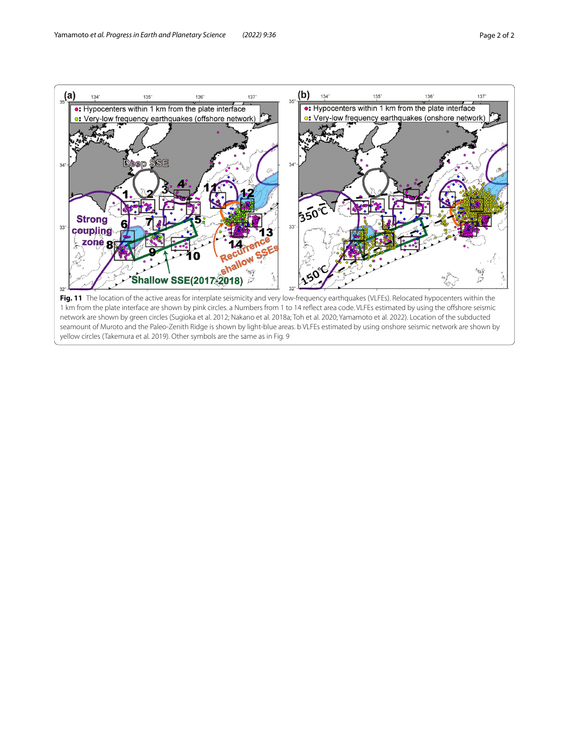(a)

134° 135° 136° 137°

35°

●: Hypocenters within 1 km from the plate interface

●: Very-low frequency earthquakes (offshore network)

34°

Deep SSE

1 2 3 4 11 12

Strong coupling zone

6 7 5

33°

8 9 10 13 14

Recurrence shallow SSEs

Shallow SSE(2017-2018)

32°

(b)

134° 135° 136° 137°

35°

●: Hypocenters within 1 km from the plate interface

●: Very-low frequency earthquakes (onshore network)

34°

350°C

33°

150°C

32°

**Fig. 11** The location of the active areas for interplate seismicity and very low-frequency earthquakes (VLFEs). Relocated hypocenters within the 1 km from the plate interface are shown by pink circles. a Numbers from 1 to 14 reflect area code. VLFEs estimated by using the offshore seismic network are shown by green circles (Sugioka et al. 2012; Nakano et al. 2018a; Toh et al. 2020; Yamamoto et al. 2022). Location of the subducted seamount of Muroto and the Paleo-Zenith Ridge is shown by light-blue areas. b VLFEs estimated by using onshore seismic network are shown by yellow circles (Takemura et al. 2019). Other symbols are the same as in Fig. 9